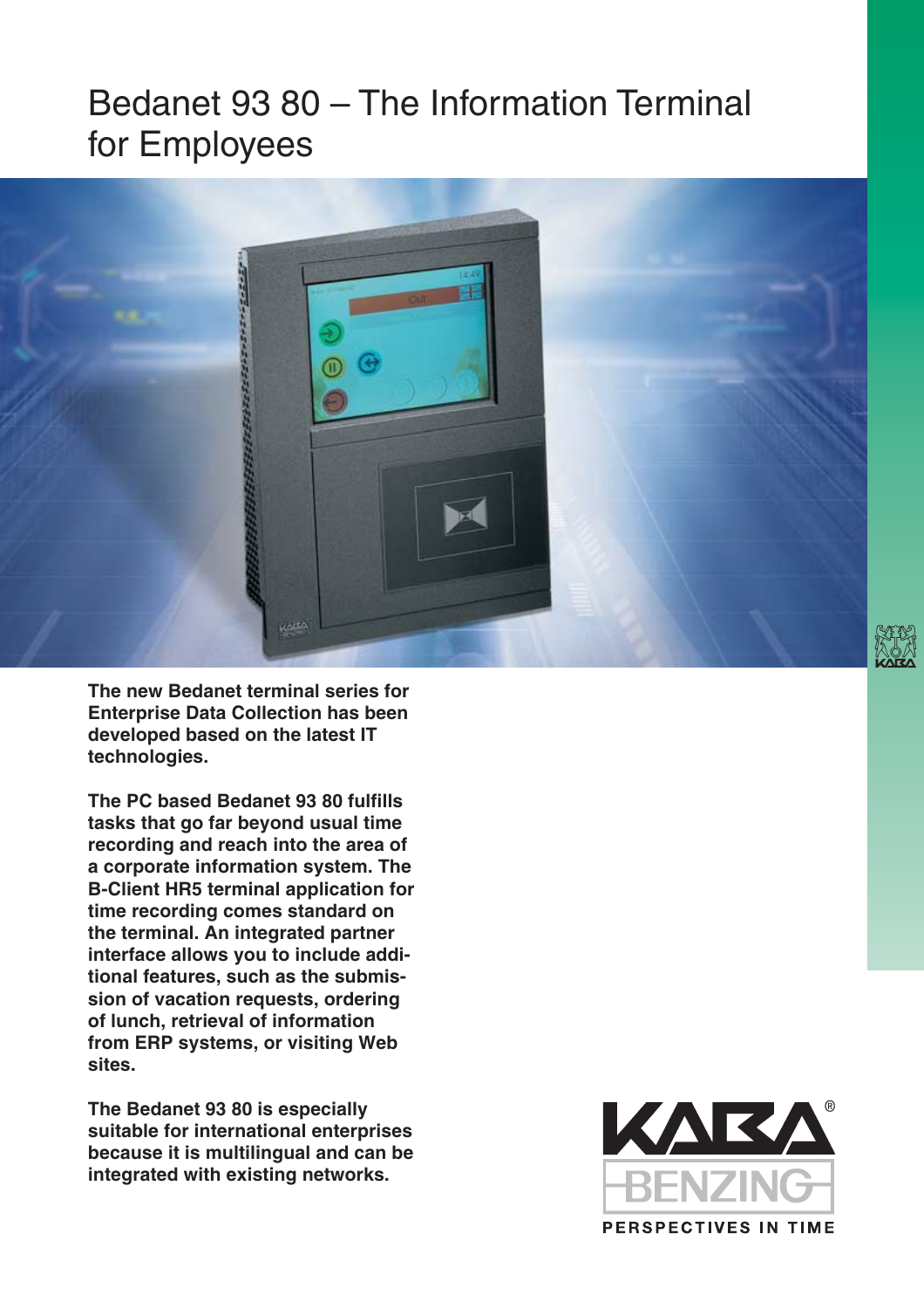# Bedanet 93 80 – The Information Terminal for Employees

**The new Bedanet terminal series for Enterprise Data Collection has been developed based on the latest IT technologies.**

**The PC based Bedanet 93 80 fulfills tasks that go far beyond usual time recording and reach into the area of a corporate information system. The B-Client HR5 terminal application for time recording comes standard on the terminal. An integrated partner interface allows you to include additional features, such as the submission of vacation requests, ordering of lunch, retrieval of information from ERP systems, or visiting Web sites.**

**The Bedanet 93 80 is especially suitable for international enterprises because it is multilingual and can be integrated with existing networks.**

KABA®
BENZING
PERSPECTIVES IN TIME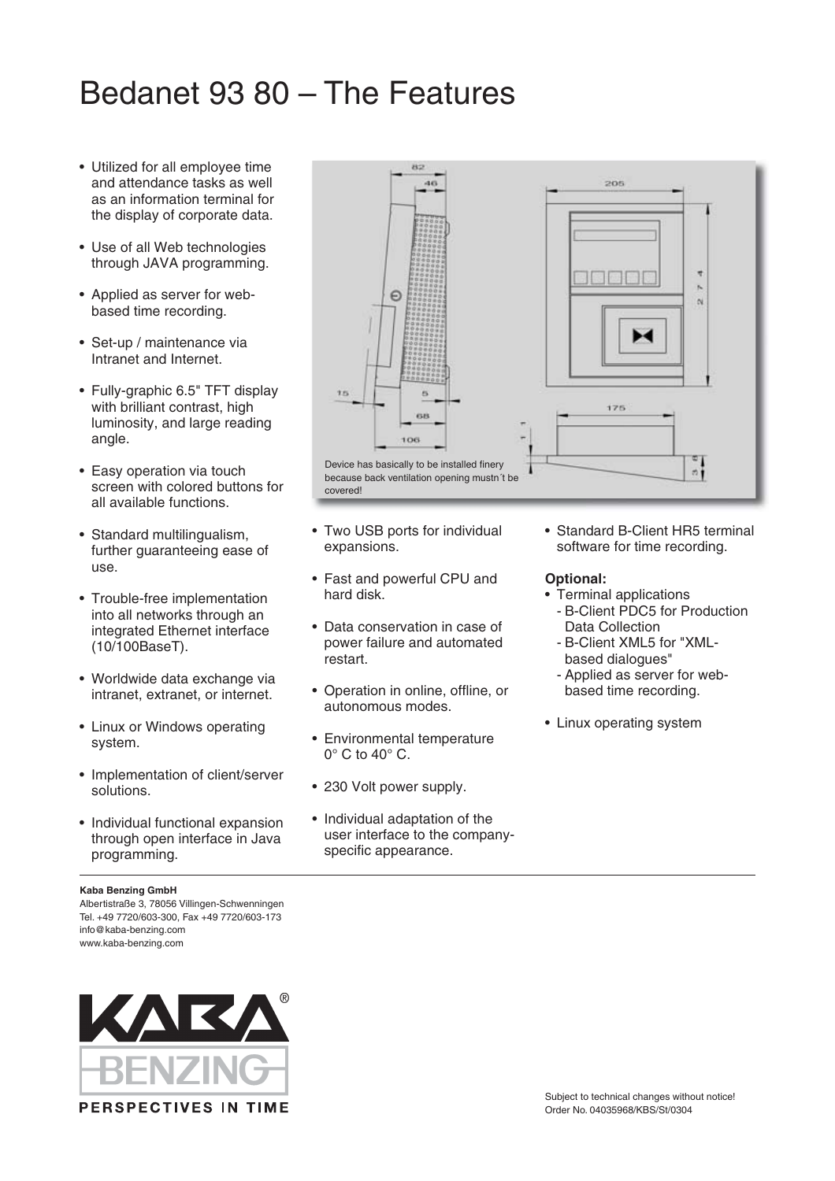# Bedanet 93 80 – The Features

- Utilized for all employee time and attendance tasks as well as an information terminal for the display of corporate data.
- Use of all Web technologies through JAVA programming.
- Applied as server for web-based time recording.
- Set-up / maintenance via Intranet and Internet.
- Fully-graphic 6.5" TFT display with brilliant contrast, high luminosity, and large reading angle.
- Easy operation via touch screen with colored buttons for all available functions.
- Standard multilingualism, further guaranteeing ease of use.
- Trouble-free implementation into all networks through an integrated Ethernet interface (10/100BaseT).
- Worldwide data exchange via intranet, extranet, or internet.
- Linux or Windows operating system.
- Implementation of client/server solutions.
- Individual functional expansion through open interface in Java programming.

82
46
205
274
15
5
68
106
175
38

Device has basically to be installed finery because back ventilation opening mustn´t be covered!

- Two USB ports for individual expansions.
- Fast and powerful CPU and hard disk.
- Data conservation in case of power failure and automated restart.
- Operation in online, offline, or autonomous modes.
- Environmental temperature 0° C to 40° C.
- 230 Volt power supply.
- Individual adaptation of the user interface to the company-specific appearance.
- Standard B-Client HR5 terminal software for time recording.

**Optional:**

- Terminal applications
  - B-Client PDC5 for Production Data Collection
  - B-Client XML5 for "XML-based dialogues"
  - Applied as server for web-based time recording.
- Linux operating system

**Kaba Benzing GmbH**
Albertistraße 3, 78056 Villingen-Schwenningen
Tel. +49 7720/603-300, Fax +49 7720/603-173
info@kaba-benzing.com
www.kaba-benzing.com

KABA® BENZING
PERSPECTIVES IN TIME

Subject to technical changes without notice!
Order No. 04035968/KBS/St/0304